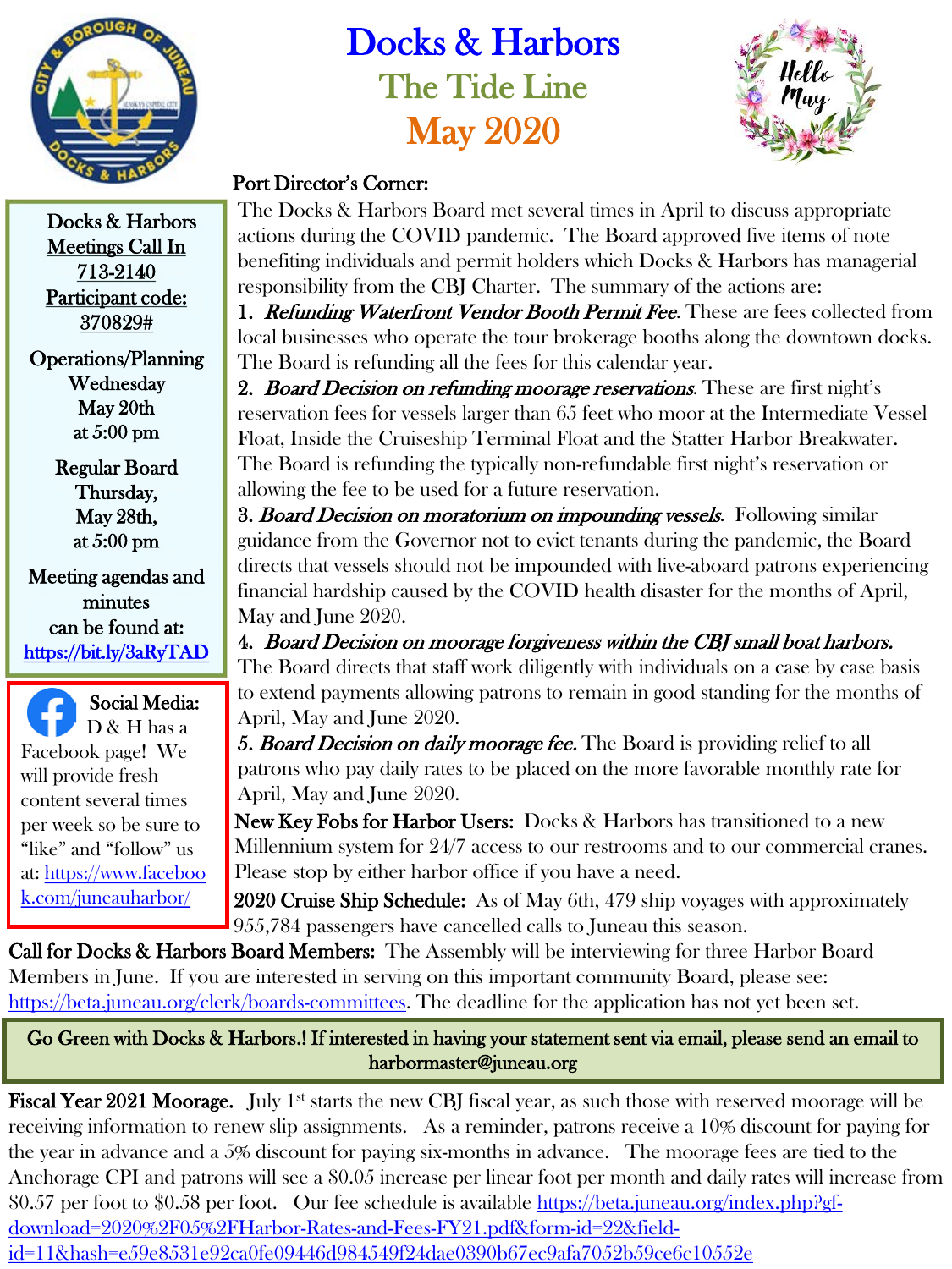# Docks & Harbors

## The Tide Line

## May 2020

Hello May

**Docks & Harbors Meetings Call In 713-2140**
**Participant code: 370829#**

**Operations/Planning**
Wednesday
May 20th
at 5:00 pm

**Regular Board**
Thursday,
May 28th,
at 5:00 pm

Meeting agendas and minutes can be found at: https://bit.ly/3aRyTAD

**Social Media:** D & H has a Facebook page! We will provide fresh content several times per week so be sure to "like" and "follow" us at: https://www.facebook.com/juneauharbor/

### Port Director's Corner:

The Docks & Harbors Board met several times in April to discuss appropriate actions during the COVID pandemic. The Board approved five items of note benefiting individuals and permit holders which Docks & Harbors has managerial responsibility from the CBJ Charter. The summary of the actions are:

1. ***Refunding Waterfront Vendor Booth Permit Fee.*** These are fees collected from local businesses who operate the tour brokerage booths along the downtown docks. The Board is refunding all the fees for this calendar year.
2. ***Board Decision on refunding moorage reservations.*** These are first night's reservation fees for vessels larger than 65 feet who moor at the Intermediate Vessel Float, Inside the Cruiseship Terminal Float and the Statter Harbor Breakwater. The Board is refunding the typically non-refundable first night's reservation or allowing the fee to be used for a future reservation.
3. ***Board Decision on moratorium on impounding vessels.*** Following similar guidance from the Governor not to evict tenants during the pandemic, the Board directs that vessels should not be impounded with live-aboard patrons experiencing financial hardship caused by the COVID health disaster for the months of April, May and June 2020.
4. ***Board Decision on moorage forgiveness within the CBJ small boat harbors.*** The Board directs that staff work diligently with individuals on a case by case basis to extend payments allowing patrons to remain in good standing for the months of April, May and June 2020.
5. ***Board Decision on daily moorage fee.*** The Board is providing relief to all patrons who pay daily rates to be placed on the more favorable monthly rate for April, May and June 2020.

**New Key Fobs for Harbor Users:** Docks & Harbors has transitioned to a new Millennium system for 24/7 access to our restrooms and to our commercial cranes. Please stop by either harbor office if you have a need.

**2020 Cruise Ship Schedule:** As of May 6th, 479 ship voyages with approximately 955,784 passengers have cancelled calls to Juneau this season.

**Call for Docks & Harbors Board Members:** The Assembly will be interviewing for three Harbor Board Members in June. If you are interested in serving on this important community Board, please see: https://beta.juneau.org/clerk/boards-committees. The deadline for the application has not yet been set.

**Go Green with Docks & Harbors.! If interested in having your statement sent via email, please send an email to harbormaster@juneau.org**

**Fiscal Year 2021 Moorage.** July 1st starts the new CBJ fiscal year, as such those with reserved moorage will be receiving information to renew slip assignments. As a reminder, patrons receive a 10% discount for paying for the year in advance and a 5% discount for paying six-months in advance. The moorage fees are tied to the Anchorage CPI and patrons will see a $0.05 increase per linear foot per month and daily rates will increase from $0.57 per foot to $0.58 per foot. Our fee schedule is available https://beta.juneau.org/index.php?gf-download=2020%2F05%2FHarbor-Rates-and-Fees-FY21.pdf&form-id=22&field-id=11&hash=e59e8531e92ca0fe09446d984549f24dae0390b67ec9afa7052b59ce6c10552e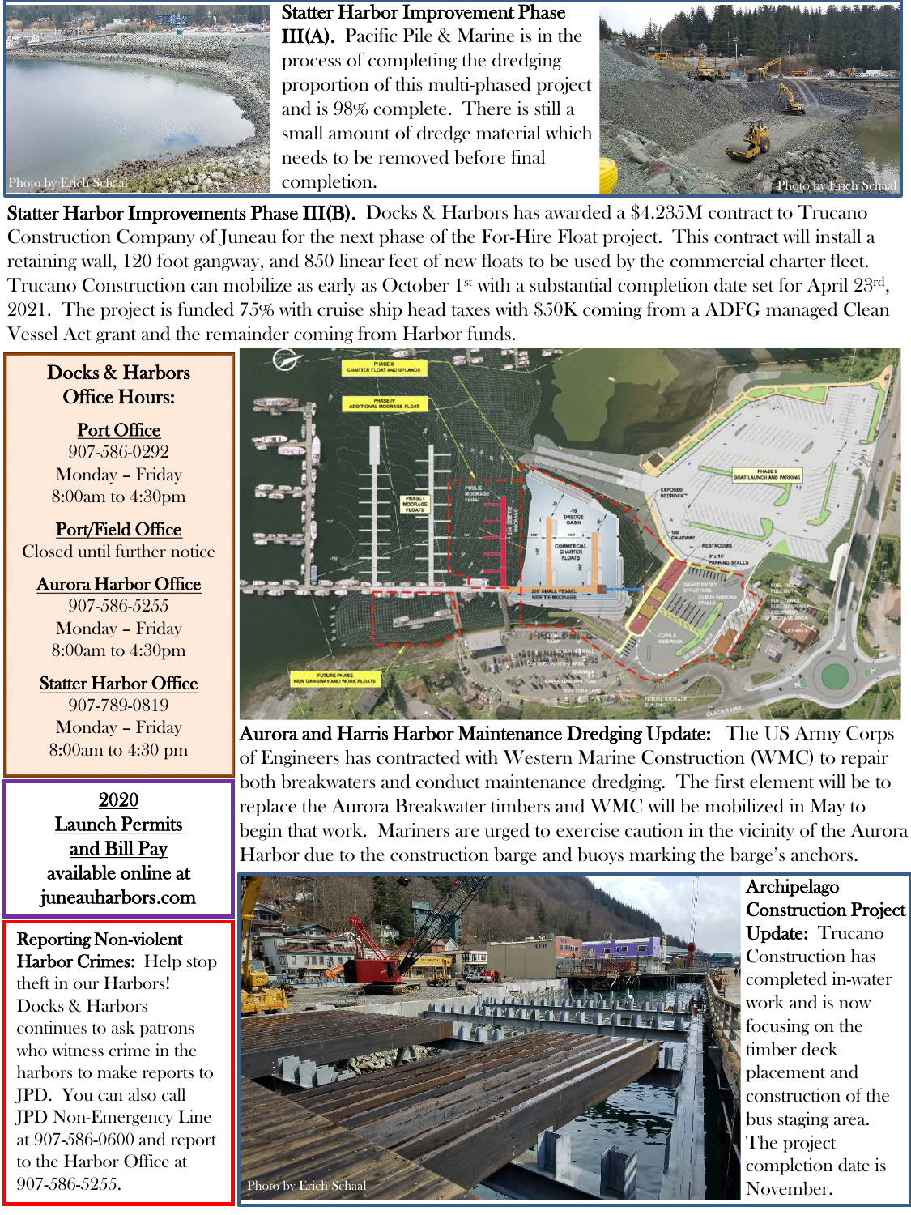**Statter Harbor Improvement Phase III(A).** Pacific Pile & Marine is in the process of completing the dredging proportion of this multi-phased project and is 98% complete. There is still a small amount of dredge material which needs to be removed before final completion.

Photo by Erich Schaal

Photo by Erich Schaal

**Statter Harbor Improvements Phase III(B).** Docks & Harbors has awarded a $4.235M contract to Trucano Construction Company of Juneau for the next phase of the For-Hire Float project. This contract will install a retaining wall, 120 foot gangway, and 850 linear feet of new floats to be used by the commercial charter fleet. Trucano Construction can mobilize as early as October 1st with a substantial completion date set for April 23rd, 2021. The project is funded 75% with cruise ship head taxes with $50K coming from a ADFG managed Clean Vessel Act grant and the remainder coming from Harbor funds.

**Docks & Harbors Office Hours:**

**Port Office**
907-586-0292
Monday – Friday
8:00am to 4:30pm

**Port/Field Office**
Closed until further notice

**Aurora Harbor Office**
907-586-5255
Monday – Friday
8:00am to 4:30pm

**Statter Harbor Office**
907-789-0819
Monday – Friday
8:00am to 4:30 pm

**2020 Launch Permits and Bill Pay available online at juneauharbors.com**

**Reporting Non-violent Harbor Crimes:** Help stop theft in our Harbors! Docks & Harbors continues to ask patrons who witness crime in the harbors to make reports to JPD. You can also call JPD Non-Emergency Line at 907-586-0600 and report to the Harbor Office at 907-586-5255.

**Aurora and Harris Harbor Maintenance Dredging Update:** The US Army Corps of Engineers has contracted with Western Marine Construction (WMC) to repair both breakwaters and conduct maintenance dredging. The first element will be to replace the Aurora Breakwater timbers and WMC will be mobilized in May to begin that work. Mariners are urged to exercise caution in the vicinity of the Aurora Harbor due to the construction barge and buoys marking the barge's anchors.

**Archipelago Construction Project Update:** Trucano Construction has completed in-water work and is now focusing on the timber deck placement and construction of the bus staging area. The project completion date is November.

Photo by Erich Schaal